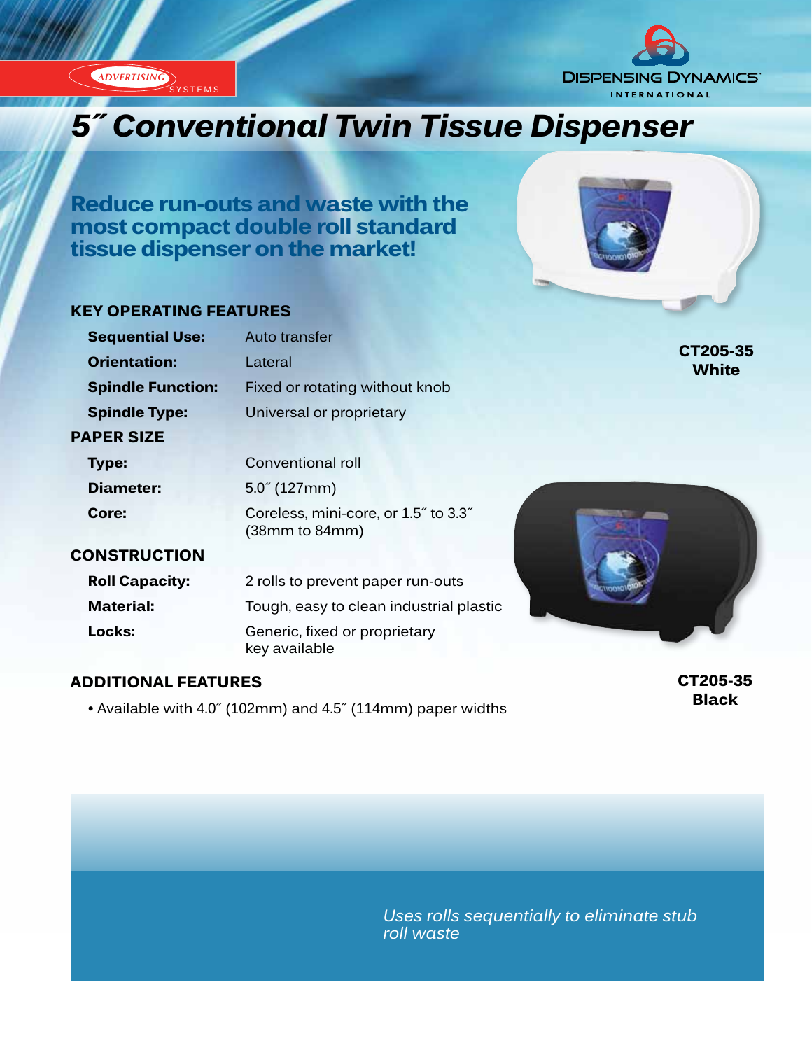ADVERTISING SYSTEMS

DISPENSING DYNAMICS INTERNATIONAL

# 5˝ Conventional Twin Tissue Dispenser

## Reduce run-outs and waste with the most compact double roll standard tissue dispenser on the market!

### KEY OPERATING FEATURES

| | |
|---|---|
| **Sequential Use:** | Auto transfer |
| **Orientation:** | Lateral |
| **Spindle Function:** | Fixed or rotating without knob |
| **Spindle Type:** | Universal or proprietary |

### PAPER SIZE

| | |
|---|---|
| **Type:** | Conventional roll |
| **Diameter:** | 5.0˝ (127mm) |
| **Core:** | Coreless, mini-core, or 1.5˝ to 3.3˝ (38mm to 84mm) |

### CONSTRUCTION

| | |
|---|---|
| **Roll Capacity:** | 2 rolls to prevent paper run-outs |
| **Material:** | Tough, easy to clean industrial plastic |
| **Locks:** | Generic, fixed or proprietary key available |

### ADDITIONAL FEATURES

- Available with 4.0˝ (102mm) and 4.5˝ (114mm) paper widths

**CT205-35 White**

**CT205-35 Black**

*Uses rolls sequentially to eliminate stub roll waste*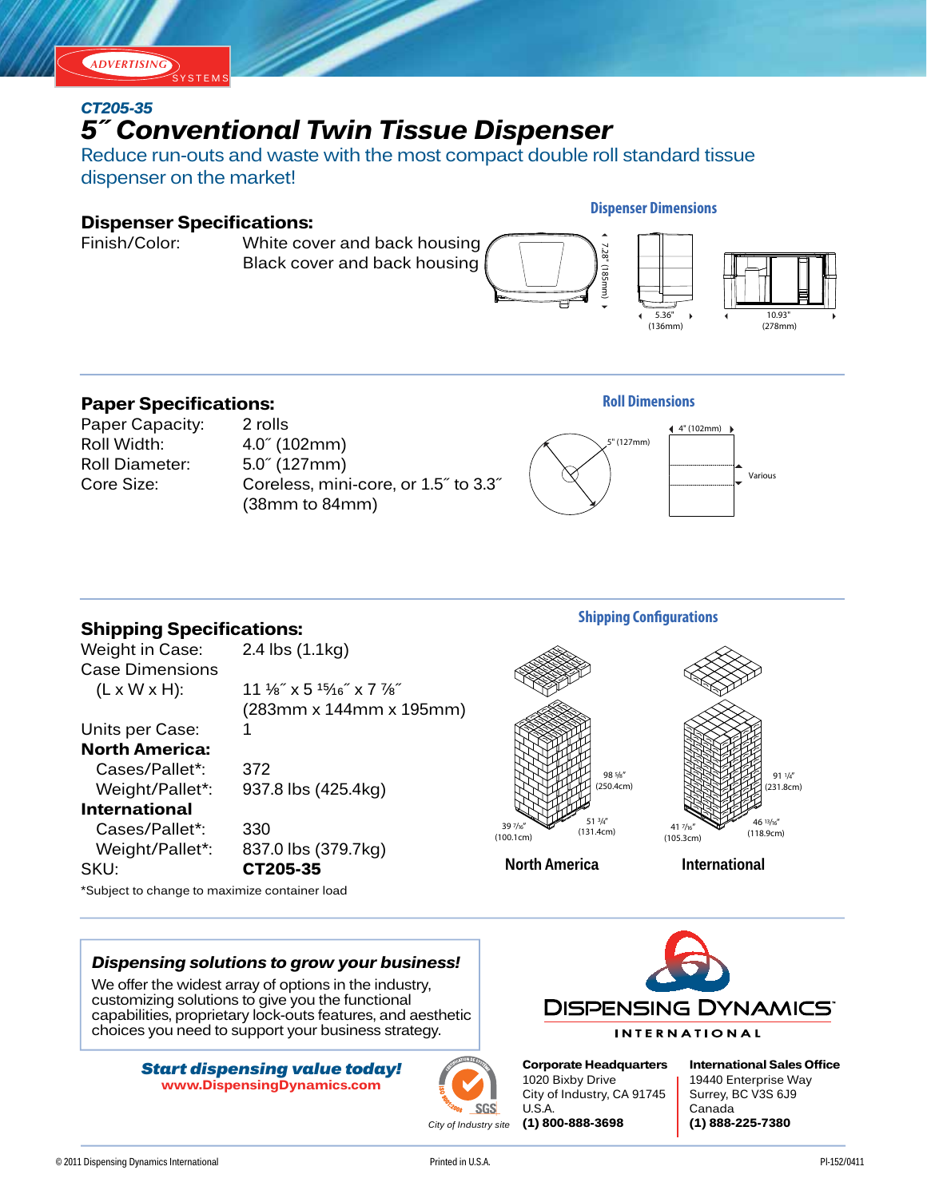ADVERTISING SYSTEMS

*CT205-35*

# *5˝ Conventional Twin Tissue Dispenser*

Reduce run-outs and waste with the most compact double roll standard tissue dispenser on the market!

## Dispenser Specifications:

| | |
|---|---|
| Finish/Color: | White cover and back housing<br>Black cover and back housing |

Dispenser Dimensions

7.28" (185mm)

5.36" (136mm)

10.93" (278mm)

## Paper Specifications:

| | |
|---|---|
| Paper Capacity: | 2 rolls |
| Roll Width: | 4.0˝ (102mm) |
| Roll Diameter: | 5.0˝ (127mm) |
| Core Size: | Coreless, mini-core, or 1.5˝ to 3.3˝ (38mm to 84mm) |

Roll Dimensions

5" (127mm)

4" (102mm)

Various

## Shipping Specifications:

| | |
|---|---|
| Weight in Case: | 2.4 lbs (1.1kg) |
| Case Dimensions (L x W x H): | 11 ⅛˝ x 5 15⁄16˝ x 7 ⅞˝ (283mm x 144mm x 195mm) |
| Units per Case: | 1 |
| **North America:** | |
| Cases/Pallet*: | 372 |
| Weight/Pallet*: | 937.8 lbs (425.4kg) |
| **International** | |
| Cases/Pallet*: | 330 |
| Weight/Pallet*: | 837.0 lbs (379.7kg) |
| SKU: | **CT205-35** |

*Subject to change to maximize container load

Shipping Configurations

98 ⅝" (250.4cm)

39 7⁄16" (100.1cm)

51 ¾" (131.4cm)

North America

91 ¼" (231.8cm)

41 7⁄16" (105.3cm)

46 13⁄16" (118.9cm)

International

***Dispensing solutions to grow your business!***

We offer the widest array of options in the industry, customizing solutions to give you the functional capabilities, proprietary lock-outs features, and aesthetic choices you need to support your business strategy.

***Start dispensing value today!***
**www.DispensingDynamics.com**

ISO 9001:2008 SGS
*City of Industry site*

DISPENSING DYNAMICS
INTERNATIONAL

**Corporate Headquarters**
1020 Bixby Drive
City of Industry, CA 91745
U.S.A.
**(1) 800-888-3698**

**International Sales Office**
19440 Enterprise Way
Surrey, BC V3S 6J9
Canada
**(1) 888-225-7380**

© 2011 Dispensing Dynamics International

Printed in U.S.A.

PI-152/0411